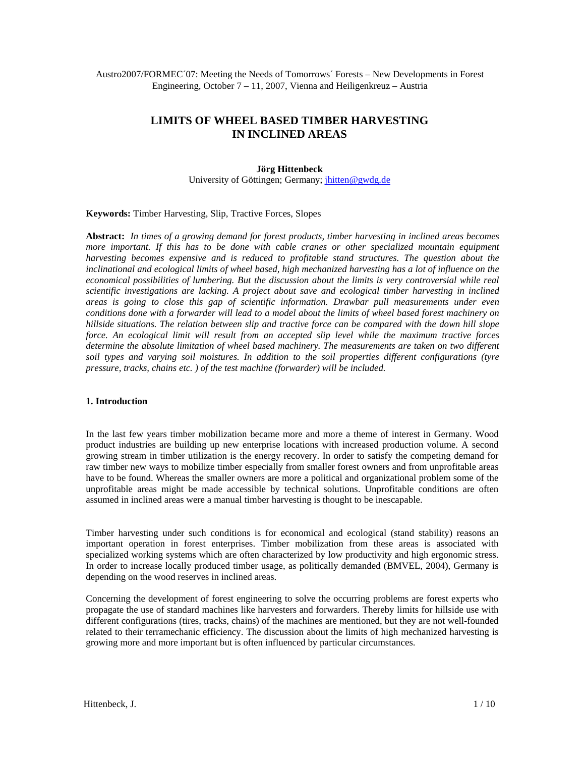Austro2007/FORMEC´07: Meeting the Needs of Tomorrows´ Forests – New Developments in Forest Engineering, October 7 – 11, 2007, Vienna and Heiligenkreuz – Austria

# LIMITS OF WHEEL BASED TIMBER HARVESTING IN INCLINED AREAS

**Jörg Hittenbeck**
University of Göttingen; Germany; jhitten@gwdg.de

**Keywords:** Timber Harvesting, Slip, Tractive Forces, Slopes

**Abstract:** *In times of a growing demand for forest products, timber harvesting in inclined areas becomes more important. If this has to be done with cable cranes or other specialized mountain equipment harvesting becomes expensive and is reduced to profitable stand structures. The question about the inclinational and ecological limits of wheel based, high mechanized harvesting has a lot of influence on the economical possibilities of lumbering. But the discussion about the limits is very controversial while real scientific investigations are lacking. A project about save and ecological timber harvesting in inclined areas is going to close this gap of scientific information. Drawbar pull measurements under even conditions done with a forwarder will lead to a model about the limits of wheel based forest machinery on hillside situations. The relation between slip and tractive force can be compared with the down hill slope force. An ecological limit will result from an accepted slip level while the maximum tractive forces determine the absolute limitation of wheel based machinery. The measurements are taken on two different soil types and varying soil moistures. In addition to the soil properties different configurations (tyre pressure, tracks, chains etc. ) of the test machine (forwarder) will be included.*

## 1. Introduction

In the last few years timber mobilization became more and more a theme of interest in Germany. Wood product industries are building up new enterprise locations with increased production volume. A second growing stream in timber utilization is the energy recovery. In order to satisfy the competing demand for raw timber new ways to mobilize timber especially from smaller forest owners and from unprofitable areas have to be found. Whereas the smaller owners are more a political and organizational problem some of the unprofitable areas might be made accessible by technical solutions. Unprofitable conditions are often assumed in inclined areas were a manual timber harvesting is thought to be inescapable.

Timber harvesting under such conditions is for economical and ecological (stand stability) reasons an important operation in forest enterprises. Timber mobilization from these areas is associated with specialized working systems which are often characterized by low productivity and high ergonomic stress. In order to increase locally produced timber usage, as politically demanded (BMVEL, 2004), Germany is depending on the wood reserves in inclined areas.

Concerning the development of forest engineering to solve the occurring problems are forest experts who propagate the use of standard machines like harvesters and forwarders. Thereby limits for hillside use with different configurations (tires, tracks, chains) of the machines are mentioned, but they are not well-founded related to their terramechanic efficiency. The discussion about the limits of high mechanized harvesting is growing more and more important but is often influenced by particular circumstances.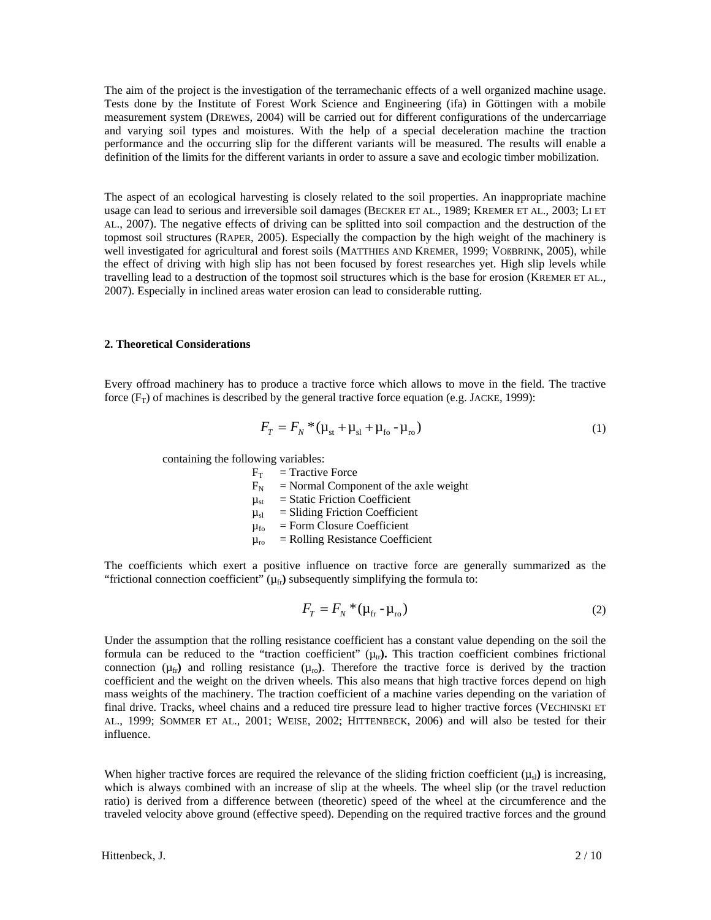The aim of the project is the investigation of the terramechanic effects of a well organized machine usage. Tests done by the Institute of Forest Work Science and Engineering (ifa) in Göttingen with a mobile measurement system (DREWES, 2004) will be carried out for different configurations of the undercarriage and varying soil types and moistures. With the help of a special deceleration machine the traction performance and the occurring slip for the different variants will be measured. The results will enable a definition of the limits for the different variants in order to assure a save and ecologic timber mobilization.

The aspect of an ecological harvesting is closely related to the soil properties. An inappropriate machine usage can lead to serious and irreversible soil damages (BECKER ET AL., 1989; KREMER ET AL., 2003; LI ET AL., 2007). The negative effects of driving can be splitted into soil compaction and the destruction of the topmost soil structures (RAPER, 2005). Especially the compaction by the high weight of the machinery is well investigated for agricultural and forest soils (MATTHIES AND KREMER, 1999; VOßBRINK, 2005), while the effect of driving with high slip has not been focused by forest researches yet. High slip levels while travelling lead to a destruction of the topmost soil structures which is the base for erosion (KREMER ET AL., 2007). Especially in inclined areas water erosion can lead to considerable rutting.

## 2. Theoretical Considerations

Every offroad machinery has to produce a tractive force which allows to move in the field. The tractive force ($F_T$) of machines is described by the general tractive force equation (e.g. JACKE, 1999):

$$F_T = F_N * (\mu_{st} + \mu_{sl} + \mu_{fo} - \mu_{ro}) \tag{1}$$

containing the following variables:

- $F_T$ = Tractive Force
- $F_N$ = Normal Component of the axle weight
- $\mu_{st}$ = Static Friction Coefficient
- $\mu_{sl}$ = Sliding Friction Coefficient
- $\mu_{fo}$ = Form Closure Coefficient
- $\mu_{ro}$ = Rolling Resistance Coefficient

The coefficients which exert a positive influence on tractive force are generally summarized as the "frictional connection coefficient" ($\mu_{fr}$) subsequently simplifying the formula to:

$$F_T = F_N * (\mu_{fr} - \mu_{ro}) \tag{2}$$

Under the assumption that the rolling resistance coefficient has a constant value depending on the soil the formula can be reduced to the "traction coefficient" ($\mu_{tr}$). This traction coefficient combines frictional connection ($\mu_{fr}$) and rolling resistance ($\mu_{ro}$). Therefore the tractive force is derived by the traction coefficient and the weight on the driven wheels. This also means that high tractive forces depend on high mass weights of the machinery. The traction coefficient of a machine varies depending on the variation of final drive. Tracks, wheel chains and a reduced tire pressure lead to higher tractive forces (VECHINSKI ET AL., 1999; SOMMER ET AL., 2001; WEISE, 2002; HITTENBECK, 2006) and will also be tested for their influence.

When higher tractive forces are required the relevance of the sliding friction coefficient ($\mu_{sl}$) is increasing, which is always combined with an increase of slip at the wheels. The wheel slip (or the travel reduction ratio) is derived from a difference between (theoretic) speed of the wheel at the circumference and the traveled velocity above ground (effective speed). Depending on the required tractive forces and the ground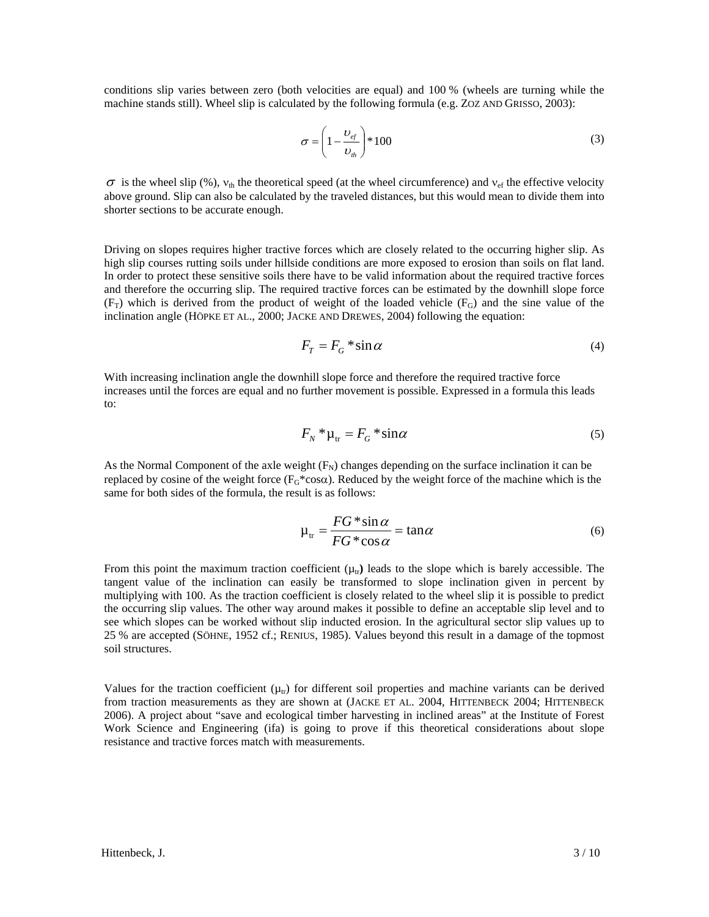conditions slip varies between zero (both velocities are equal) and 100 % (wheels are turning while the machine stands still). Wheel slip is calculated by the following formula (e.g. ZOZ AND GRISSO, 2003):

$$\sigma = \left(1 - \frac{\upsilon_{ef}}{\upsilon_{th}}\right) * 100 \tag{3}$$

$\sigma$ is the wheel slip (%), $v_{th}$ the theoretical speed (at the wheel circumference) and $v_{ef}$ the effective velocity above ground. Slip can also be calculated by the traveled distances, but this would mean to divide them into shorter sections to be accurate enough.

Driving on slopes requires higher tractive forces which are closely related to the occurring higher slip. As high slip courses rutting soils under hillside conditions are more exposed to erosion than soils on flat land. In order to protect these sensitive soils there have to be valid information about the required tractive forces and therefore the occurring slip. The required tractive forces can be estimated by the downhill slope force ($F_T$) which is derived from the product of weight of the loaded vehicle ($F_G$) and the sine value of the inclination angle (HÖPKE ET AL., 2000; JACKE AND DREWES, 2004) following the equation:

$$F_T = F_G * \sin\alpha \tag{4}$$

With increasing inclination angle the downhill slope force and therefore the required tractive force increases until the forces are equal and no further movement is possible. Expressed in a formula this leads to:

$$F_N * \mu_{tr} = F_G * \sin\alpha \tag{5}$$

As the Normal Component of the axle weight ($F_N$) changes depending on the surface inclination it can be replaced by cosine of the weight force ($F_G$*cos$\alpha$). Reduced by the weight force of the machine which is the same for both sides of the formula, the result is as follows:

$$\mu_{tr} = \frac{FG * \sin\alpha}{FG * \cos\alpha} = \tan\alpha \tag{6}$$

From this point the maximum traction coefficient ($\mu_{tr}$**)** leads to the slope which is barely accessible. The tangent value of the inclination can easily be transformed to slope inclination given in percent by multiplying with 100. As the traction coefficient is closely related to the wheel slip it is possible to predict the occurring slip values. The other way around makes it possible to define an acceptable slip level and to see which slopes can be worked without slip inducted erosion. In the agricultural sector slip values up to 25 % are accepted (SÖHNE, 1952 cf.; RENIUS, 1985). Values beyond this result in a damage of the topmost soil structures.

Values for the traction coefficient ($\mu_{tr}$) for different soil properties and machine variants can be derived from traction measurements as they are shown at (JACKE ET AL. 2004, HITTENBECK 2004; HITTENBECK 2006). A project about "save and ecological timber harvesting in inclined areas" at the Institute of Forest Work Science and Engineering (ifa) is going to prove if this theoretical considerations about slope resistance and tractive forces match with measurements.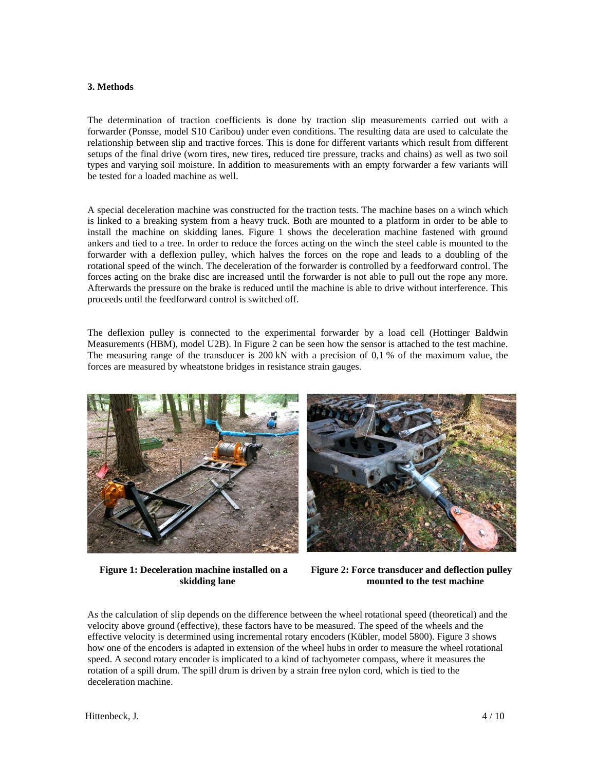### 3. Methods

The determination of traction coefficients is done by traction slip measurements carried out with a forwarder (Ponsse, model S10 Caribou) under even conditions. The resulting data are used to calculate the relationship between slip and tractive forces. This is done for different variants which result from different setups of the final drive (worn tires, new tires, reduced tire pressure, tracks and chains) as well as two soil types and varying soil moisture. In addition to measurements with an empty forwarder a few variants will be tested for a loaded machine as well.

A special deceleration machine was constructed for the traction tests. The machine bases on a winch which is linked to a breaking system from a heavy truck. Both are mounted to a platform in order to be able to install the machine on skidding lanes. Figure 1 shows the deceleration machine fastened with ground ankers and tied to a tree. In order to reduce the forces acting on the winch the steel cable is mounted to the forwarder with a deflexion pulley, which halves the forces on the rope and leads to a doubling of the rotational speed of the winch. The deceleration of the forwarder is controlled by a feedforward control. The forces acting on the brake disc are increased until the forwarder is not able to pull out the rope any more. Afterwards the pressure on the brake is reduced until the machine is able to drive without interference. This proceeds until the feedforward control is switched off.

The deflexion pulley is connected to the experimental forwarder by a load cell (Hottinger Baldwin Measurements (HBM), model U2B). In Figure 2 can be seen how the sensor is attached to the test machine. The measuring range of the transducer is 200 kN with a precision of 0,1 % of the maximum value, the forces are measured by wheatstone bridges in resistance strain gauges.

**Figure 1: Deceleration machine installed on a skidding lane**

**Figure 2: Force transducer and deflection pulley mounted to the test machine**

As the calculation of slip depends on the difference between the wheel rotational speed (theoretical) and the velocity above ground (effective), these factors have to be measured. The speed of the wheels and the effective velocity is determined using incremental rotary encoders (Kübler, model 5800). Figure 3 shows how one of the encoders is adapted in extension of the wheel hubs in order to measure the wheel rotational speed. A second rotary encoder is implicated to a kind of tachyometer compass, where it measures the rotation of a spill drum. The spill drum is driven by a strain free nylon cord, which is tied to the deceleration machine.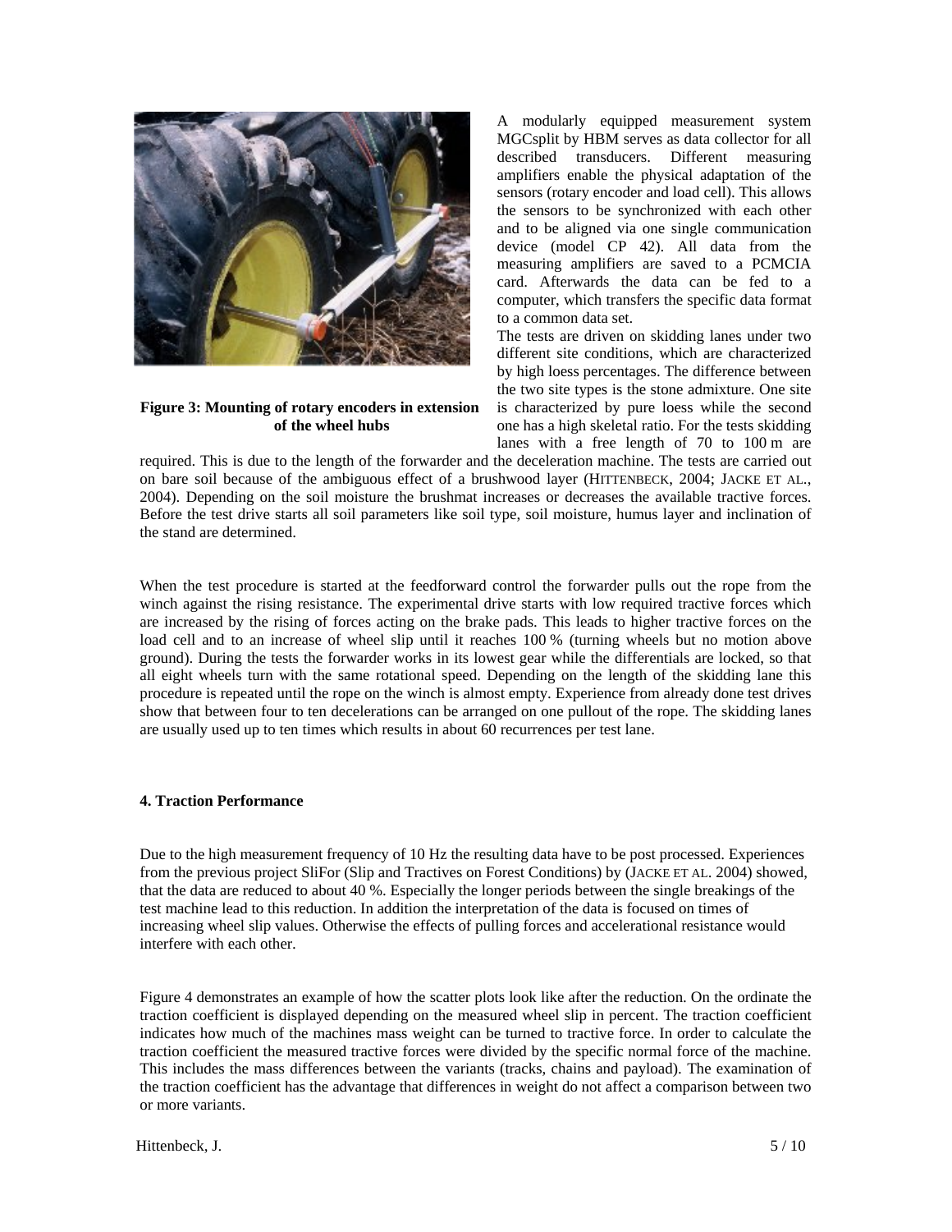Figure 3: Mounting of rotary encoders in extension of the wheel hubs

A modularly equipped measurement system MGCsplit by HBM serves as data collector for all described transducers. Different measuring amplifiers enable the physical adaptation of the sensors (rotary encoder and load cell). This allows the sensors to be synchronized with each other and to be aligned via one single communication device (model CP 42). All data from the measuring amplifiers are saved to a PCMCIA card. Afterwards the data can be fed to a computer, which transfers the specific data format to a common data set.

The tests are driven on skidding lanes under two different site conditions, which are characterized by high loess percentages. The difference between the two site types is the stone admixture. One site is characterized by pure loess while the second one has a high skeletal ratio. For the tests skidding lanes with a free length of 70 to 100 m are required. This is due to the length of the forwarder and the deceleration machine. The tests are carried out on bare soil because of the ambiguous effect of a brushwood layer (HITTENBECK, 2004; JACKE ET AL., 2004). Depending on the soil moisture the brushmat increases or decreases the available tractive forces. Before the test drive starts all soil parameters like soil type, soil moisture, humus layer and inclination of the stand are determined.

When the test procedure is started at the feedforward control the forwarder pulls out the rope from the winch against the rising resistance. The experimental drive starts with low required tractive forces which are increased by the rising of forces acting on the brake pads. This leads to higher tractive forces on the load cell and to an increase of wheel slip until it reaches 100 % (turning wheels but no motion above ground). During the tests the forwarder works in its lowest gear while the differentials are locked, so that all eight wheels turn with the same rotational speed. Depending on the length of the skidding lane this procedure is repeated until the rope on the winch is almost empty. Experience from already done test drives show that between four to ten decelerations can be arranged on one pullout of the rope. The skidding lanes are usually used up to ten times which results in about 60 recurrences per test lane.

## 4. Traction Performance

Due to the high measurement frequency of 10 Hz the resulting data have to be post processed. Experiences from the previous project SliFor (Slip and Tractives on Forest Conditions) by (JACKE ET AL. 2004) showed, that the data are reduced to about 40 %. Especially the longer periods between the single breakings of the test machine lead to this reduction. In addition the interpretation of the data is focused on times of increasing wheel slip values. Otherwise the effects of pulling forces and accelerational resistance would interfere with each other.

Figure 4 demonstrates an example of how the scatter plots look like after the reduction. On the ordinate the traction coefficient is displayed depending on the measured wheel slip in percent. The traction coefficient indicates how much of the machines mass weight can be turned to tractive force. In order to calculate the traction coefficient the measured tractive forces were divided by the specific normal force of the machine. This includes the mass differences between the variants (tracks, chains and payload). The examination of the traction coefficient has the advantage that differences in weight do not affect a comparison between two or more variants.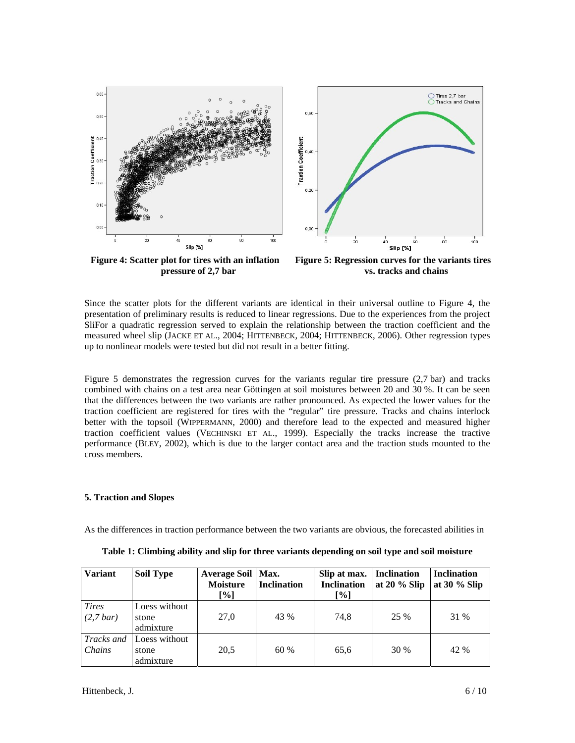**Figure 4: Scatter plot for tires with an inflation pressure of 2,7 bar**

**Figure 5: Regression curves for the variants tires vs. tracks and chains**

Since the scatter plots for the different variants are identical in their universal outline to Figure 4, the presentation of preliminary results is reduced to linear regressions. Due to the experiences from the project SliFor a quadratic regression served to explain the relationship between the traction coefficient and the measured wheel slip (JACKE ET AL., 2004; HITTENBECK, 2004; HITTENBECK, 2006). Other regression types up to nonlinear models were tested but did not result in a better fitting.

Figure 5 demonstrates the regression curves for the variants regular tire pressure (2,7 bar) and tracks combined with chains on a test area near Göttingen at soil moistures between 20 and 30 %. It can be seen that the differences between the two variants are rather pronounced. As expected the lower values for the traction coefficient are registered for tires with the "regular" tire pressure. Tracks and chains interlock better with the topsoil (WIPPERMANN, 2000) and therefore lead to the expected and measured higher traction coefficient values (VECHINSKI ET AL., 1999). Especially the tracks increase the tractive performance (BLEY, 2002), which is due to the larger contact area and the traction studs mounted to the cross members.

## 5. Traction and Slopes

As the differences in traction performance between the two variants are obvious, the forecasted abilities in

**Table 1: Climbing ability and slip for three variants depending on soil type and soil moisture**

| Variant | Soil Type | Average Soil Moisture [%] | Max. Inclination | Slip at max. Inclination [%] | Inclination at 20 % Slip | Inclination at 30 % Slip |
|---|---|---|---|---|---|---|
| *Tires (2,7 bar)* | Loess without stone admixture | 27,0 | 43 % | 74,8 | 25 % | 31 % |
| *Tracks and Chains* | Loess without stone admixture | 20,5 | 60 % | 65,6 | 30 % | 42 % |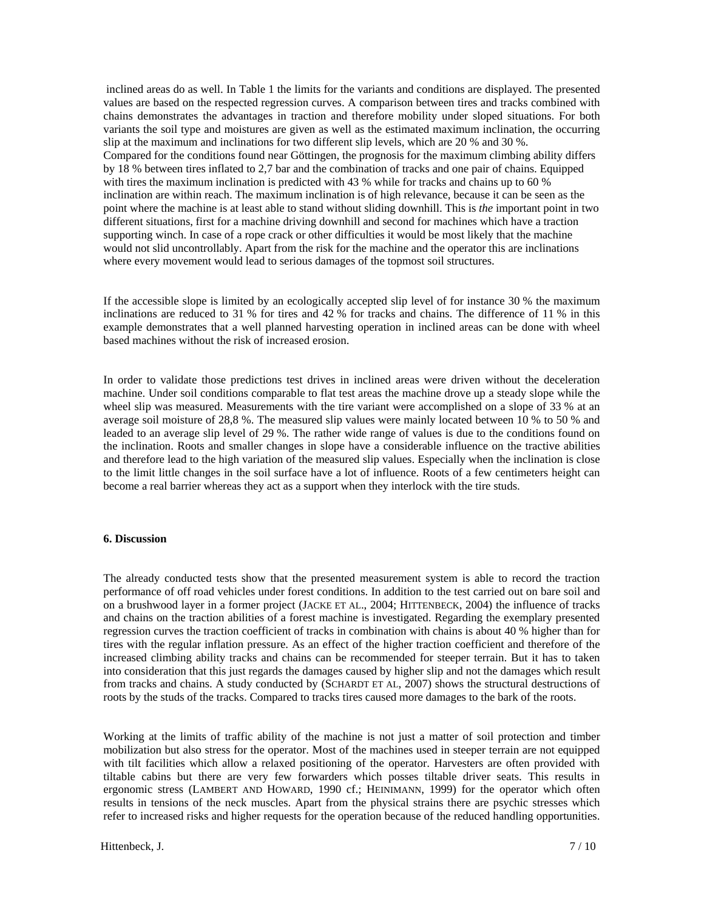inclined areas do as well. In Table 1 the limits for the variants and conditions are displayed. The presented values are based on the respected regression curves. A comparison between tires and tracks combined with chains demonstrates the advantages in traction and therefore mobility under sloped situations. For both variants the soil type and moistures are given as well as the estimated maximum inclination, the occurring slip at the maximum and inclinations for two different slip levels, which are 20 % and 30 %.
Compared for the conditions found near Göttingen, the prognosis for the maximum climbing ability differs by 18 % between tires inflated to 2,7 bar and the combination of tracks and one pair of chains. Equipped with tires the maximum inclination is predicted with 43 % while for tracks and chains up to 60 % inclination are within reach. The maximum inclination is of high relevance, because it can be seen as the point where the machine is at least able to stand without sliding downhill. This is *the* important point in two different situations, first for a machine driving downhill and second for machines which have a traction supporting winch. In case of a rope crack or other difficulties it would be most likely that the machine would not slid uncontrollably. Apart from the risk for the machine and the operator this are inclinations where every movement would lead to serious damages of the topmost soil structures.

If the accessible slope is limited by an ecologically accepted slip level of for instance 30 % the maximum inclinations are reduced to 31 % for tires and 42 % for tracks and chains. The difference of 11 % in this example demonstrates that a well planned harvesting operation in inclined areas can be done with wheel based machines without the risk of increased erosion.

In order to validate those predictions test drives in inclined areas were driven without the deceleration machine. Under soil conditions comparable to flat test areas the machine drove up a steady slope while the wheel slip was measured. Measurements with the tire variant were accomplished on a slope of 33 % at an average soil moisture of 28,8 %. The measured slip values were mainly located between 10 % to 50 % and leaded to an average slip level of 29 %. The rather wide range of values is due to the conditions found on the inclination. Roots and smaller changes in slope have a considerable influence on the tractive abilities and therefore lead to the high variation of the measured slip values. Especially when the inclination is close to the limit little changes in the soil surface have a lot of influence. Roots of a few centimeters height can become a real barrier whereas they act as a support when they interlock with the tire studs.

**6. Discussion**

The already conducted tests show that the presented measurement system is able to record the traction performance of off road vehicles under forest conditions. In addition to the test carried out on bare soil and on a brushwood layer in a former project (JACKE ET AL., 2004; HITTENBECK, 2004) the influence of tracks and chains on the traction abilities of a forest machine is investigated. Regarding the exemplary presented regression curves the traction coefficient of tracks in combination with chains is about 40 % higher than for tires with the regular inflation pressure. As an effect of the higher traction coefficient and therefore of the increased climbing ability tracks and chains can be recommended for steeper terrain. But it has to taken into consideration that this just regards the damages caused by higher slip and not the damages which result from tracks and chains. A study conducted by (SCHARDT ET AL, 2007) shows the structural destructions of roots by the studs of the tracks. Compared to tracks tires caused more damages to the bark of the roots.

Working at the limits of traffic ability of the machine is not just a matter of soil protection and timber mobilization but also stress for the operator. Most of the machines used in steeper terrain are not equipped with tilt facilities which allow a relaxed positioning of the operator. Harvesters are often provided with tiltable cabins but there are very few forwarders which posses tiltable driver seats. This results in ergonomic stress (LAMBERT AND HOWARD, 1990 cf.; HEINIMANN, 1999) for the operator which often results in tensions of the neck muscles. Apart from the physical strains there are psychic stresses which refer to increased risks and higher requests for the operation because of the reduced handling opportunities.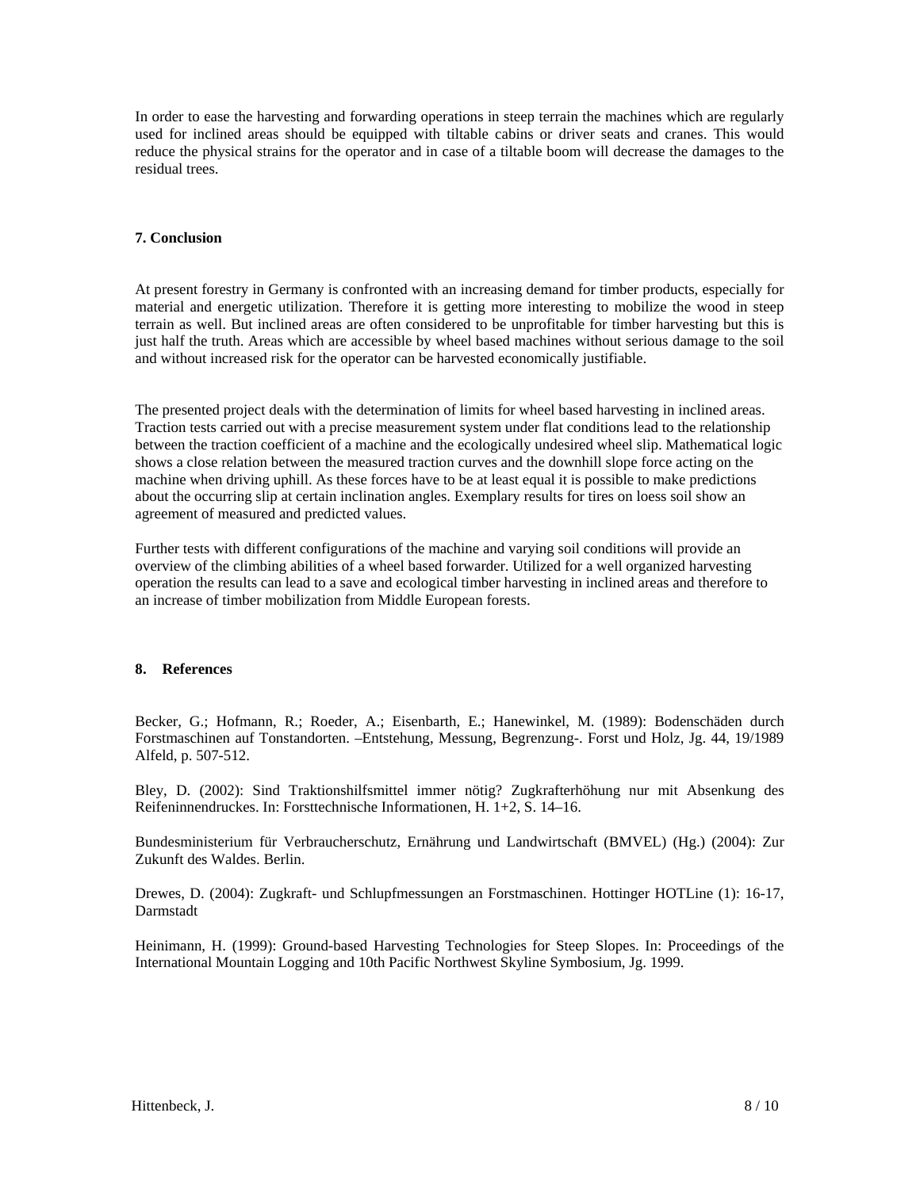In order to ease the harvesting and forwarding operations in steep terrain the machines which are regularly used for inclined areas should be equipped with tiltable cabins or driver seats and cranes. This would reduce the physical strains for the operator and in case of a tiltable boom will decrease the damages to the residual trees.

## 7. Conclusion

At present forestry in Germany is confronted with an increasing demand for timber products, especially for material and energetic utilization. Therefore it is getting more interesting to mobilize the wood in steep terrain as well. But inclined areas are often considered to be unprofitable for timber harvesting but this is just half the truth. Areas which are accessible by wheel based machines without serious damage to the soil and without increased risk for the operator can be harvested economically justifiable.

The presented project deals with the determination of limits for wheel based harvesting in inclined areas. Traction tests carried out with a precise measurement system under flat conditions lead to the relationship between the traction coefficient of a machine and the ecologically undesired wheel slip. Mathematical logic shows a close relation between the measured traction curves and the downhill slope force acting on the machine when driving uphill. As these forces have to be at least equal it is possible to make predictions about the occurring slip at certain inclination angles. Exemplary results for tires on loess soil show an agreement of measured and predicted values.

Further tests with different configurations of the machine and varying soil conditions will provide an overview of the climbing abilities of a wheel based forwarder. Utilized for a well organized harvesting operation the results can lead to a save and ecological timber harvesting in inclined areas and therefore to an increase of timber mobilization from Middle European forests.

## 8. References

Becker, G.; Hofmann, R.; Roeder, A.; Eisenbarth, E.; Hanewinkel, M. (1989): Bodenschäden durch Forstmaschinen auf Tonstandorten. –Entstehung, Messung, Begrenzung-. Forst und Holz, Jg. 44, 19/1989 Alfeld, p. 507-512.

Bley, D. (2002): Sind Traktionshilfsmittel immer nötig? Zugkrafterhöhung nur mit Absenkung des Reifeninnendruckes. In: Forsttechnische Informationen, H. 1+2, S. 14–16.

Bundesministerium für Verbraucherschutz, Ernährung und Landwirtschaft (BMVEL) (Hg.) (2004): Zur Zukunft des Waldes. Berlin.

Drewes, D. (2004): Zugkraft- und Schlupfmessungen an Forstmaschinen. Hottinger HOTLine (1): 16-17, Darmstadt

Heinimann, H. (1999): Ground-based Harvesting Technologies for Steep Slopes. In: Proceedings of the International Mountain Logging and 10th Pacific Northwest Skyline Symbosium, Jg. 1999.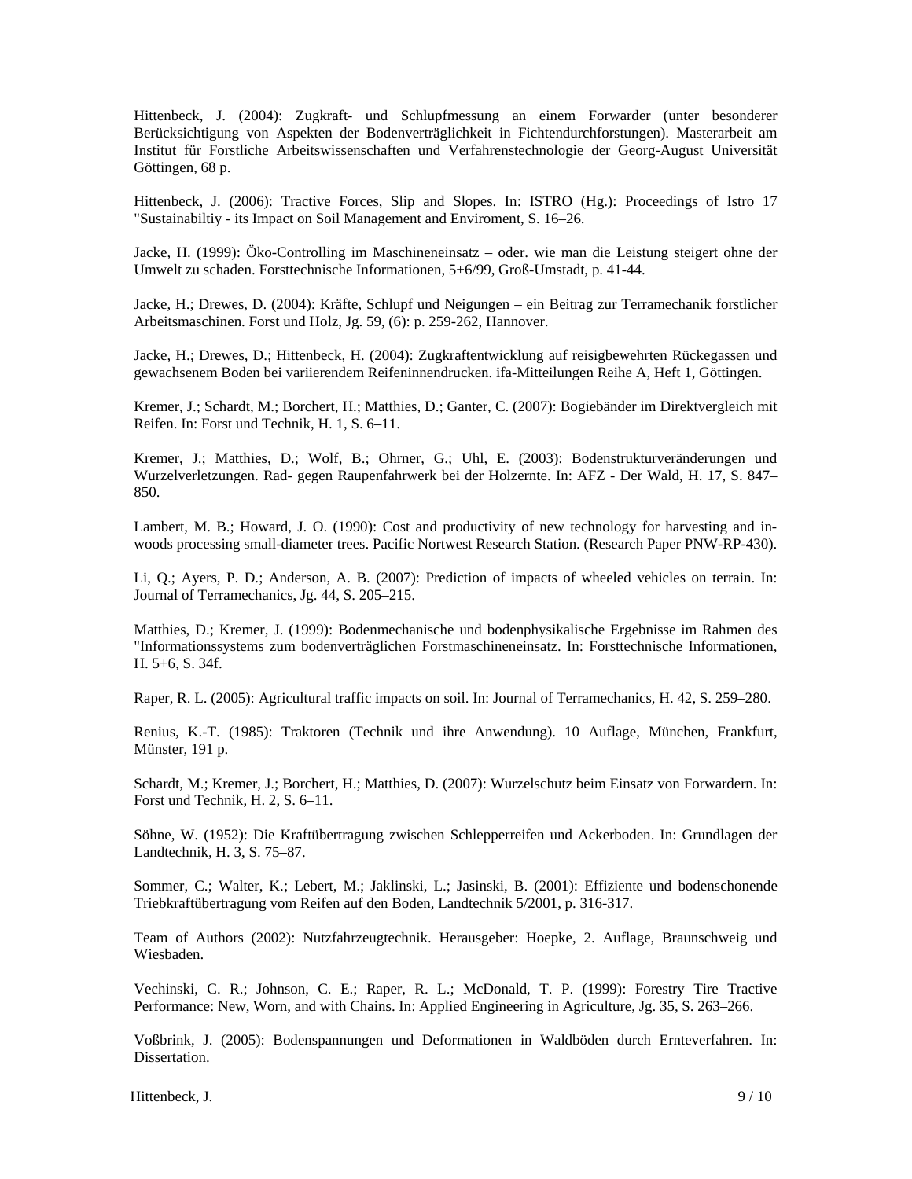Hittenbeck, J. (2004): Zugkraft- und Schlupfmessung an einem Forwarder (unter besonderer Berücksichtigung von Aspekten der Bodenverträglichkeit in Fichtendurchforstungen). Masterarbeit am Institut für Forstliche Arbeitswissenschaften und Verfahrenstechnologie der Georg-August Universität Göttingen, 68 p.

Hittenbeck, J. (2006): Tractive Forces, Slip and Slopes. In: ISTRO (Hg.): Proceedings of Istro 17 "Sustainabiltiy - its Impact on Soil Management and Enviroment, S. 16–26.

Jacke, H. (1999): Öko-Controlling im Maschineneinsatz – oder. wie man die Leistung steigert ohne der Umwelt zu schaden. Forsttechnische Informationen, 5+6/99, Groß-Umstadt, p. 41-44.

Jacke, H.; Drewes, D. (2004): Kräfte, Schlupf und Neigungen – ein Beitrag zur Terramechanik forstlicher Arbeitsmaschinen. Forst und Holz, Jg. 59, (6): p. 259-262, Hannover.

Jacke, H.; Drewes, D.; Hittenbeck, H. (2004): Zugkraftentwicklung auf reisigbewehrten Rückegassen und gewachsenem Boden bei variierendem Reifeninnendrucken. ifa-Mitteilungen Reihe A, Heft 1, Göttingen.

Kremer, J.; Schardt, M.; Borchert, H.; Matthies, D.; Ganter, C. (2007): Bogiebänder im Direktvergleich mit Reifen. In: Forst und Technik, H. 1, S. 6–11.

Kremer, J.; Matthies, D.; Wolf, B.; Ohrner, G.; Uhl, E. (2003): Bodenstrukturveränderungen und Wurzelverletzungen. Rad- gegen Raupenfahrwerk bei der Holzernte. In: AFZ - Der Wald, H. 17, S. 847–850.

Lambert, M. B.; Howard, J. O. (1990): Cost and productivity of new technology for harvesting and in-woods processing small-diameter trees. Pacific Nortwest Research Station. (Research Paper PNW-RP-430).

Li, Q.; Ayers, P. D.; Anderson, A. B. (2007): Prediction of impacts of wheeled vehicles on terrain. In: Journal of Terramechanics, Jg. 44, S. 205–215.

Matthies, D.; Kremer, J. (1999): Bodenmechanische und bodenphysikalische Ergebnisse im Rahmen des "Informationssystems zum bodenverträglichen Forstmaschineneinsatz. In: Forsttechnische Informationen, H. 5+6, S. 34f.

Raper, R. L. (2005): Agricultural traffic impacts on soil. In: Journal of Terramechanics, H. 42, S. 259–280.

Renius, K.-T. (1985): Traktoren (Technik und ihre Anwendung). 10 Auflage, München, Frankfurt, Münster, 191 p.

Schardt, M.; Kremer, J.; Borchert, H.; Matthies, D. (2007): Wurzelschutz beim Einsatz von Forwardern. In: Forst und Technik, H. 2, S. 6–11.

Söhne, W. (1952): Die Kraftübertragung zwischen Schlepperreifen und Ackerboden. In: Grundlagen der Landtechnik, H. 3, S. 75–87.

Sommer, C.; Walter, K.; Lebert, M.; Jaklinski, L.; Jasinski, B. (2001): Effiziente und bodenschonende Triebkraftübertragung vom Reifen auf den Boden, Landtechnik 5/2001, p. 316-317.

Team of Authors (2002): Nutzfahrzeugtechnik. Herausgeber: Hoepke, 2. Auflage, Braunschweig und Wiesbaden.

Vechinski, C. R.; Johnson, C. E.; Raper, R. L.; McDonald, T. P. (1999): Forestry Tire Tractive Performance: New, Worn, and with Chains. In: Applied Engineering in Agriculture, Jg. 35, S. 263–266.

Voßbrink, J. (2005): Bodenspannungen und Deformationen in Waldböden durch Ernteverfahren. In: Dissertation.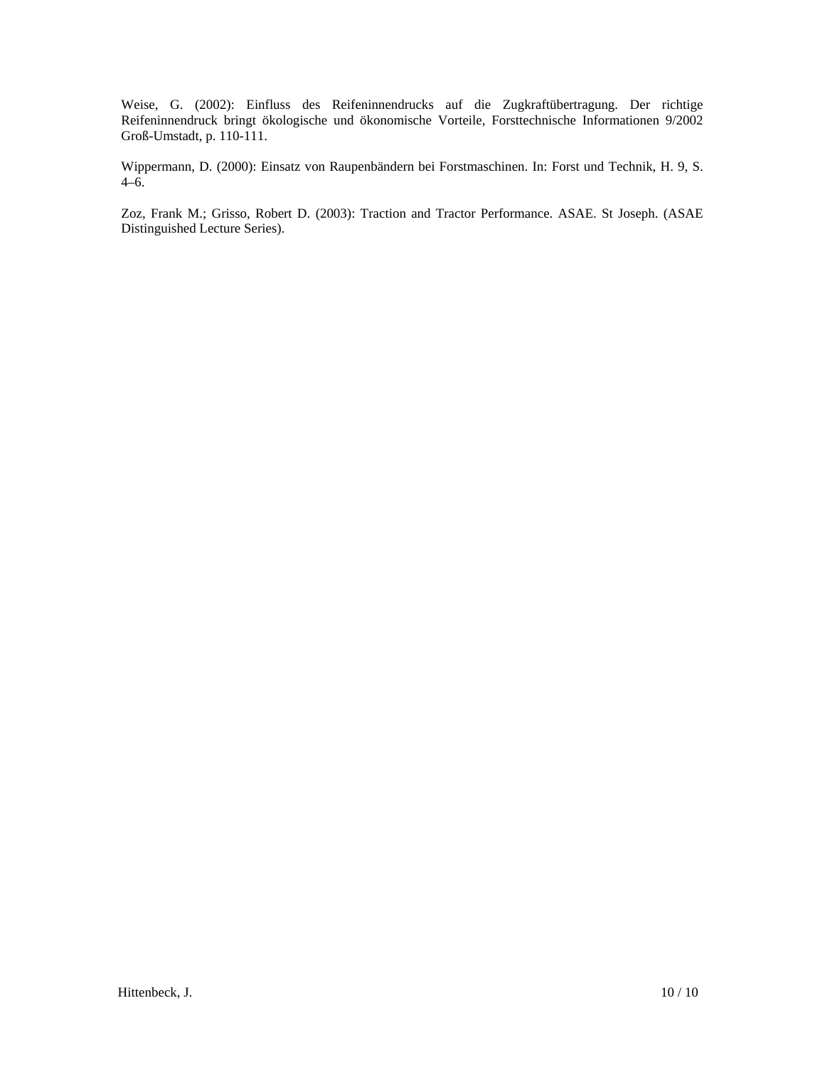Weise, G. (2002): Einfluss des Reifeninnendrucks auf die Zugkraftübertragung. Der richtige Reifeninnendruck bringt ökologische und ökonomische Vorteile, Forsttechnische Informationen 9/2002 Groß-Umstadt, p. 110-111.

Wippermann, D. (2000): Einsatz von Raupenbändern bei Forstmaschinen. In: Forst und Technik, H. 9, S. 4–6.

Zoz, Frank M.; Grisso, Robert D. (2003): Traction and Tractor Performance. ASAE. St Joseph. (ASAE Distinguished Lecture Series).